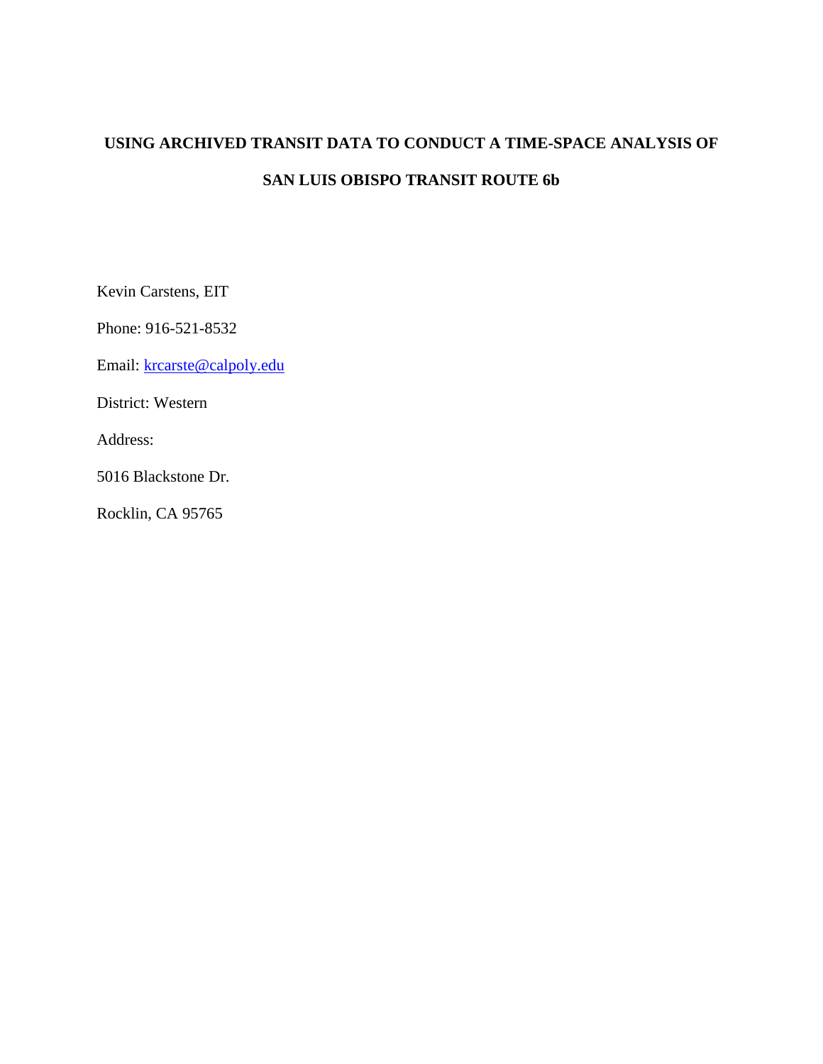# USING ARCHIVED TRANSIT DATA TO CONDUCT A TIME-SPACE ANALYSIS OF SAN LUIS OBISPO TRANSIT ROUTE 6b

Kevin Carstens, EIT

Phone: 916-521-8532

Email: krcarste@calpoly.edu

District: Western

Address:

5016 Blackstone Dr.

Rocklin, CA 95765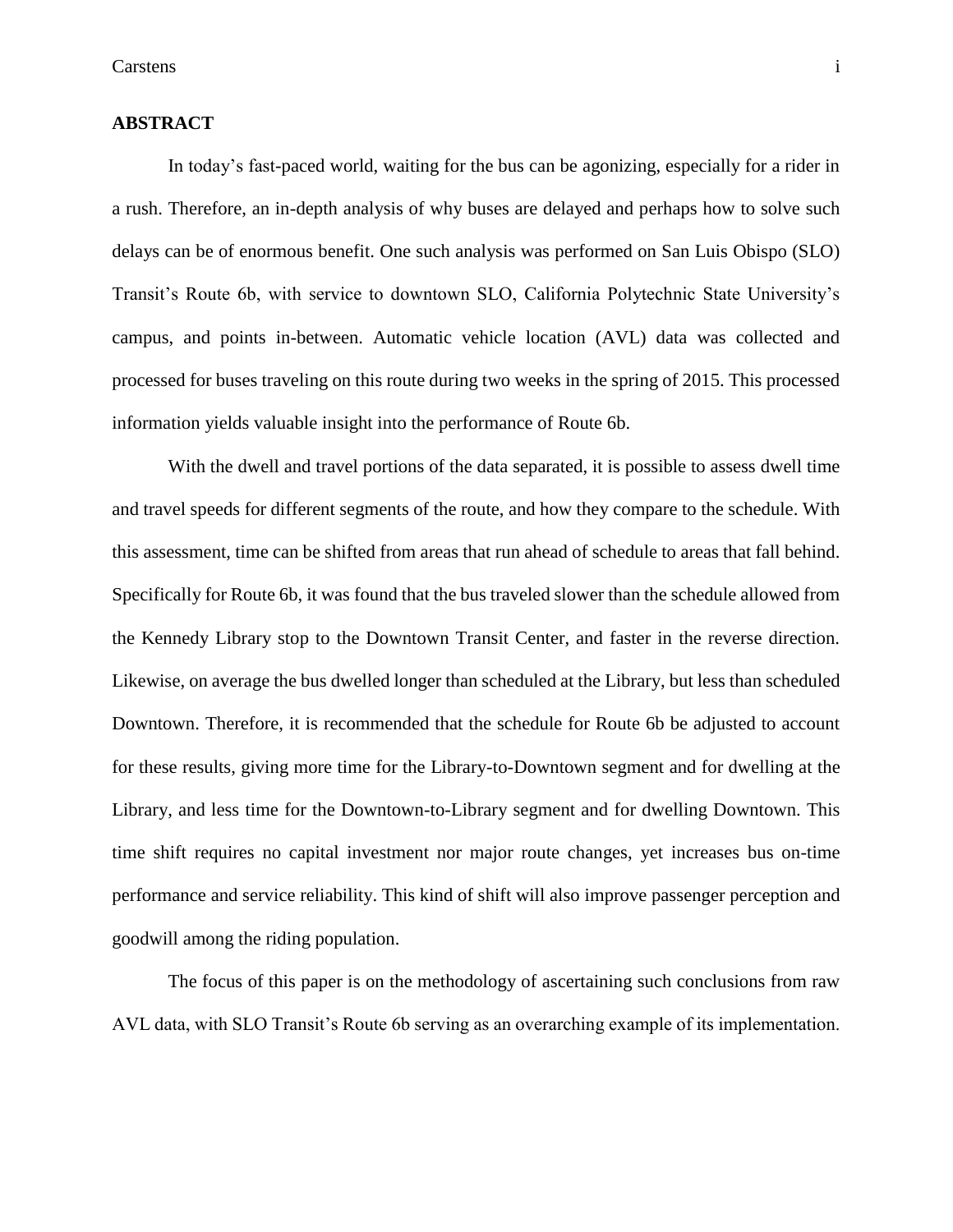## ABSTRACT

In today's fast-paced world, waiting for the bus can be agonizing, especially for a rider in a rush. Therefore, an in-depth analysis of why buses are delayed and perhaps how to solve such delays can be of enormous benefit. One such analysis was performed on San Luis Obispo (SLO) Transit's Route 6b, with service to downtown SLO, California Polytechnic State University's campus, and points in-between. Automatic vehicle location (AVL) data was collected and processed for buses traveling on this route during two weeks in the spring of 2015. This processed information yields valuable insight into the performance of Route 6b.

With the dwell and travel portions of the data separated, it is possible to assess dwell time and travel speeds for different segments of the route, and how they compare to the schedule. With this assessment, time can be shifted from areas that run ahead of schedule to areas that fall behind. Specifically for Route 6b, it was found that the bus traveled slower than the schedule allowed from the Kennedy Library stop to the Downtown Transit Center, and faster in the reverse direction. Likewise, on average the bus dwelled longer than scheduled at the Library, but less than scheduled Downtown. Therefore, it is recommended that the schedule for Route 6b be adjusted to account for these results, giving more time for the Library-to-Downtown segment and for dwelling at the Library, and less time for the Downtown-to-Library segment and for dwelling Downtown. This time shift requires no capital investment nor major route changes, yet increases bus on-time performance and service reliability. This kind of shift will also improve passenger perception and goodwill among the riding population.

The focus of this paper is on the methodology of ascertaining such conclusions from raw AVL data, with SLO Transit's Route 6b serving as an overarching example of its implementation.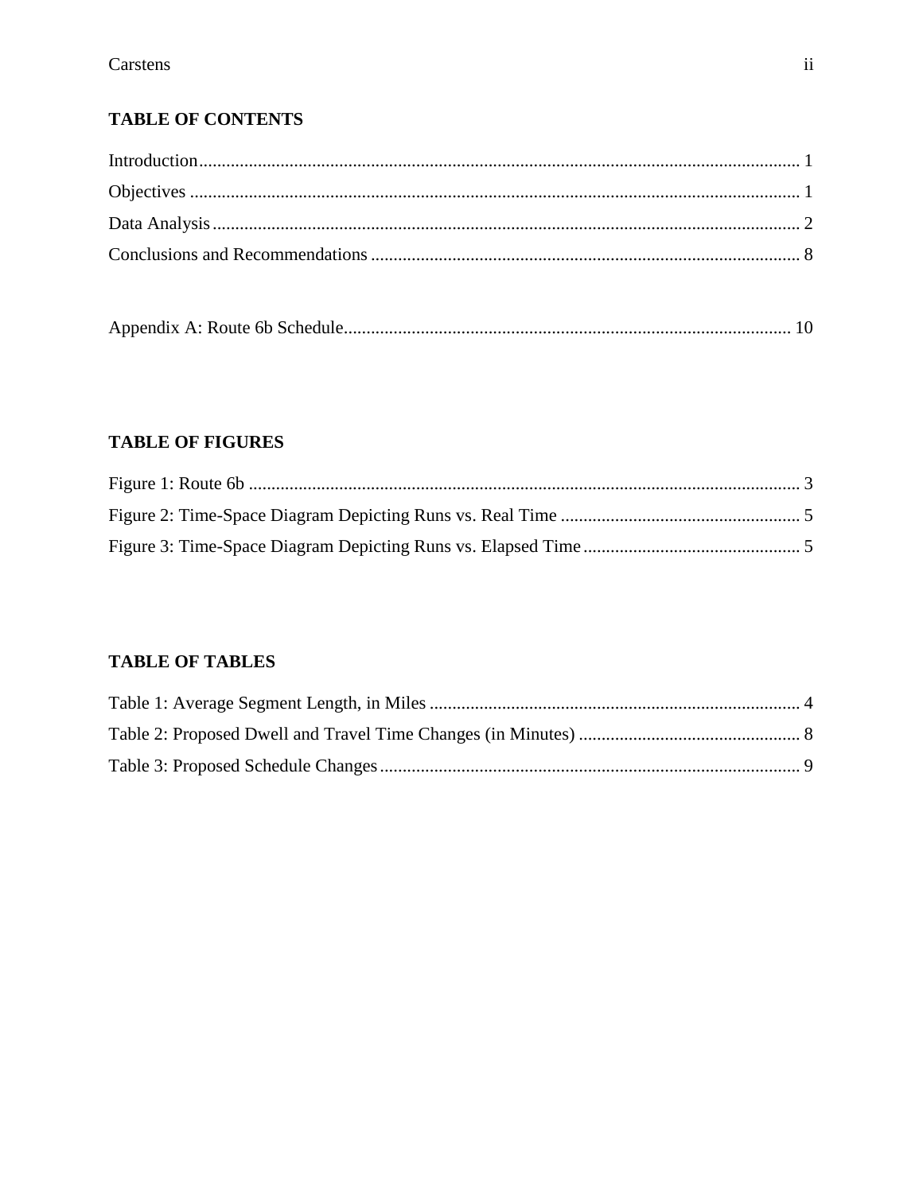## TABLE OF CONTENTS

Introduction.................................................................................................................... 1

Objectives ...................................................................................................................... 1

Data Analysis ................................................................................................................. 2

Conclusions and Recommendations ............................................................................. 8

Appendix A: Route 6b Schedule.................................................................................. 10

## TABLE OF FIGURES

Figure 1: Route 6b .......................................................................................................... 3

Figure 2: Time-Space Diagram Depicting Runs vs. Real Time ..................................... 5

Figure 3: Time-Space Diagram Depicting Runs vs. Elapsed Time ................................ 5

## TABLE OF TABLES

Table 1: Average Segment Length, in Miles ................................................................. 4

Table 2: Proposed Dwell and Travel Time Changes (in Minutes) ................................. 8

Table 3: Proposed Schedule Changes ............................................................................ 9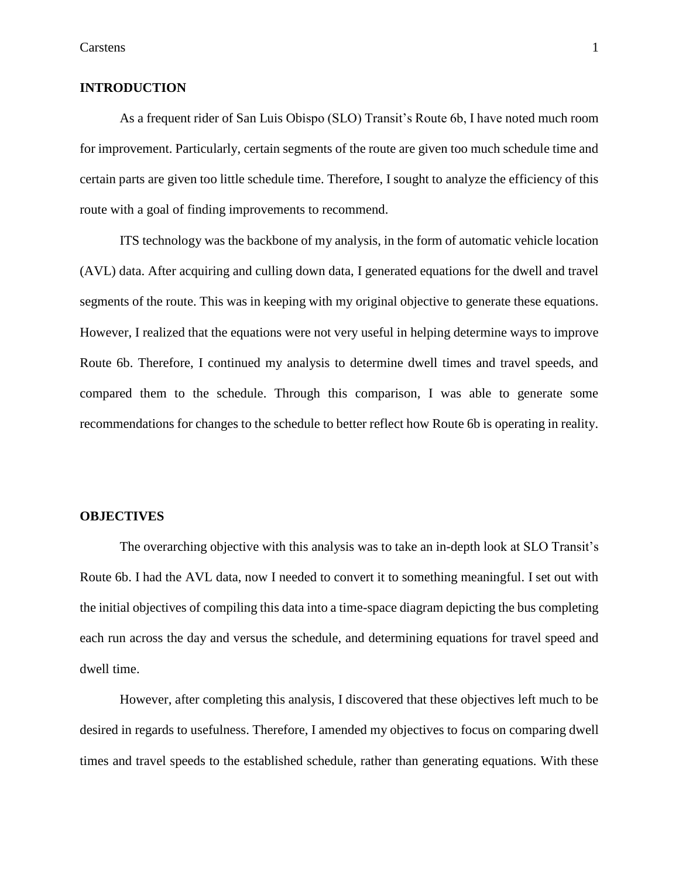## INTRODUCTION

As a frequent rider of San Luis Obispo (SLO) Transit's Route 6b, I have noted much room for improvement. Particularly, certain segments of the route are given too much schedule time and certain parts are given too little schedule time. Therefore, I sought to analyze the efficiency of this route with a goal of finding improvements to recommend.

ITS technology was the backbone of my analysis, in the form of automatic vehicle location (AVL) data. After acquiring and culling down data, I generated equations for the dwell and travel segments of the route. This was in keeping with my original objective to generate these equations. However, I realized that the equations were not very useful in helping determine ways to improve Route 6b. Therefore, I continued my analysis to determine dwell times and travel speeds, and compared them to the schedule. Through this comparison, I was able to generate some recommendations for changes to the schedule to better reflect how Route 6b is operating in reality.

## OBJECTIVES

The overarching objective with this analysis was to take an in-depth look at SLO Transit's Route 6b. I had the AVL data, now I needed to convert it to something meaningful. I set out with the initial objectives of compiling this data into a time-space diagram depicting the bus completing each run across the day and versus the schedule, and determining equations for travel speed and dwell time.

However, after completing this analysis, I discovered that these objectives left much to be desired in regards to usefulness. Therefore, I amended my objectives to focus on comparing dwell times and travel speeds to the established schedule, rather than generating equations. With these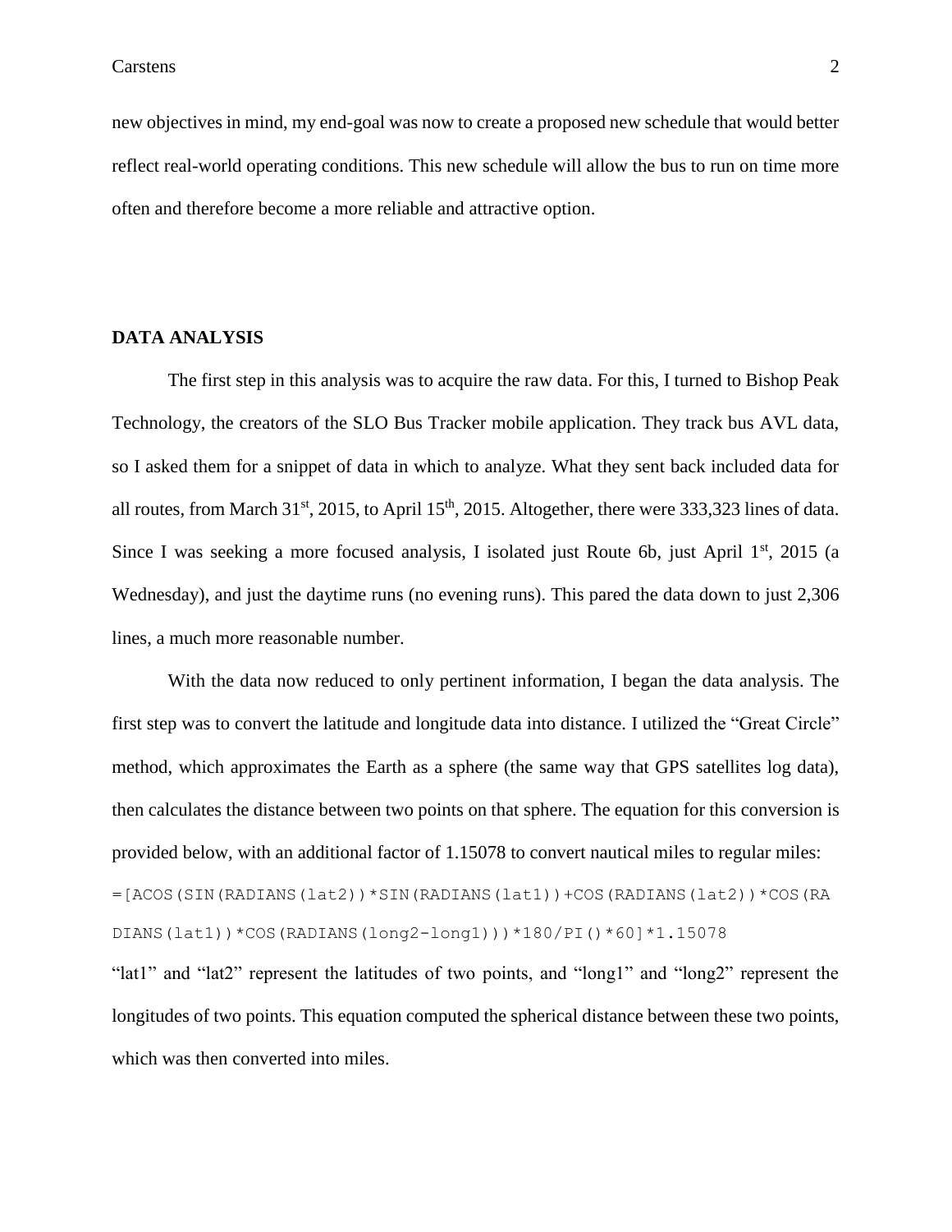new objectives in mind, my end-goal was now to create a proposed new schedule that would better reflect real-world operating conditions. This new schedule will allow the bus to run on time more often and therefore become a more reliable and attractive option.

## DATA ANALYSIS

The first step in this analysis was to acquire the raw data. For this, I turned to Bishop Peak Technology, the creators of the SLO Bus Tracker mobile application. They track bus AVL data, so I asked them for a snippet of data in which to analyze. What they sent back included data for all routes, from March 31st, 2015, to April 15th, 2015. Altogether, there were 333,323 lines of data. Since I was seeking a more focused analysis, I isolated just Route 6b, just April 1st, 2015 (a Wednesday), and just the daytime runs (no evening runs). This pared the data down to just 2,306 lines, a much more reasonable number.

With the data now reduced to only pertinent information, I began the data analysis. The first step was to convert the latitude and longitude data into distance. I utilized the "Great Circle" method, which approximates the Earth as a sphere (the same way that GPS satellites log data), then calculates the distance between two points on that sphere. The equation for this conversion is provided below, with an additional factor of 1.15078 to convert nautical miles to regular miles:

```
=[ACOS(SIN(RADIANS(lat2))*SIN(RADIANS(lat1))+COS(RADIANS(lat2))*COS(RADIANS(lat1))*COS(RADIANS(long2-long1)))*180/PI()*60]*1.15078
```

"lat1" and "lat2" represent the latitudes of two points, and "long1" and "long2" represent the longitudes of two points. This equation computed the spherical distance between these two points, which was then converted into miles.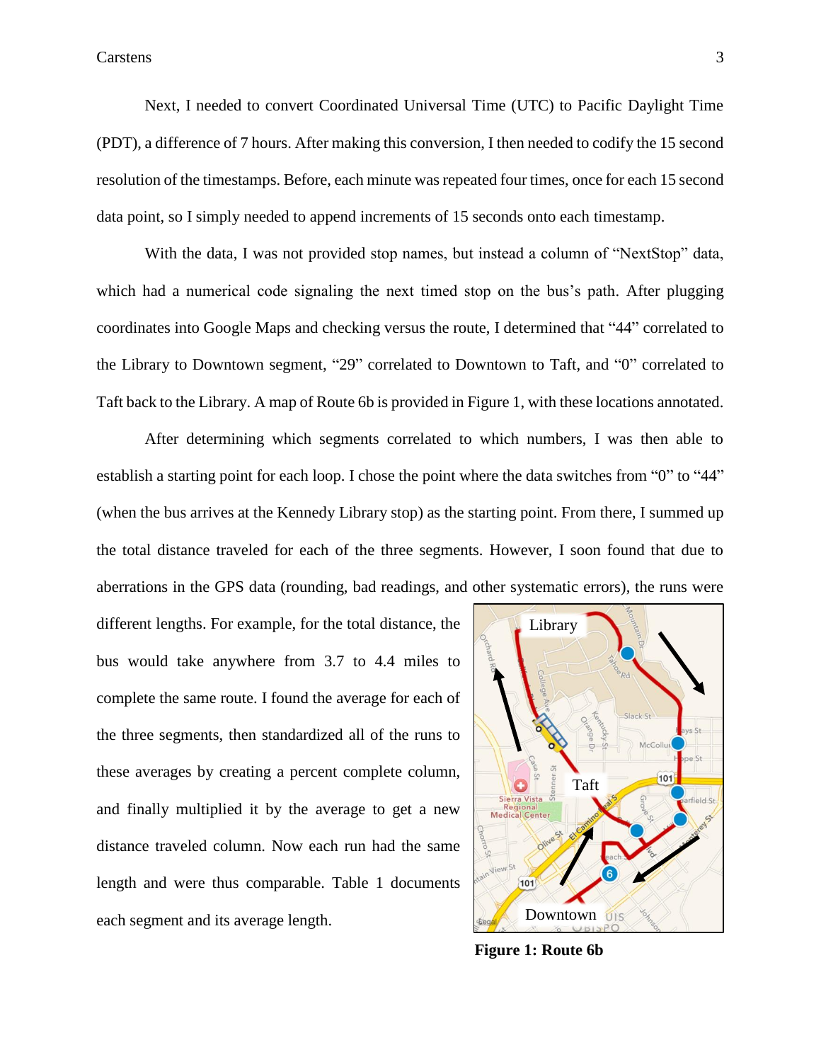Next, I needed to convert Coordinated Universal Time (UTC) to Pacific Daylight Time (PDT), a difference of 7 hours. After making this conversion, I then needed to codify the 15 second resolution of the timestamps. Before, each minute was repeated four times, once for each 15 second data point, so I simply needed to append increments of 15 seconds onto each timestamp.

With the data, I was not provided stop names, but instead a column of "NextStop" data, which had a numerical code signaling the next timed stop on the bus's path. After plugging coordinates into Google Maps and checking versus the route, I determined that "44" correlated to the Library to Downtown segment, "29" correlated to Downtown to Taft, and "0" correlated to Taft back to the Library. A map of Route 6b is provided in Figure 1, with these locations annotated.

After determining which segments correlated to which numbers, I was then able to establish a starting point for each loop. I chose the point where the data switches from "0" to "44" (when the bus arrives at the Kennedy Library stop) as the starting point. From there, I summed up the total distance traveled for each of the three segments. However, I soon found that due to aberrations in the GPS data (rounding, bad readings, and other systematic errors), the runs were different lengths. For example, for the total distance, the bus would take anywhere from 3.7 to 4.4 miles to complete the same route. I found the average for each of the three segments, then standardized all of the runs to these averages by creating a percent complete column, and finally multiplied it by the average to get a new distance traveled column. Now each run had the same length and were thus comparable. Table 1 documents each segment and its average length.

**Figure 1: Route 6b**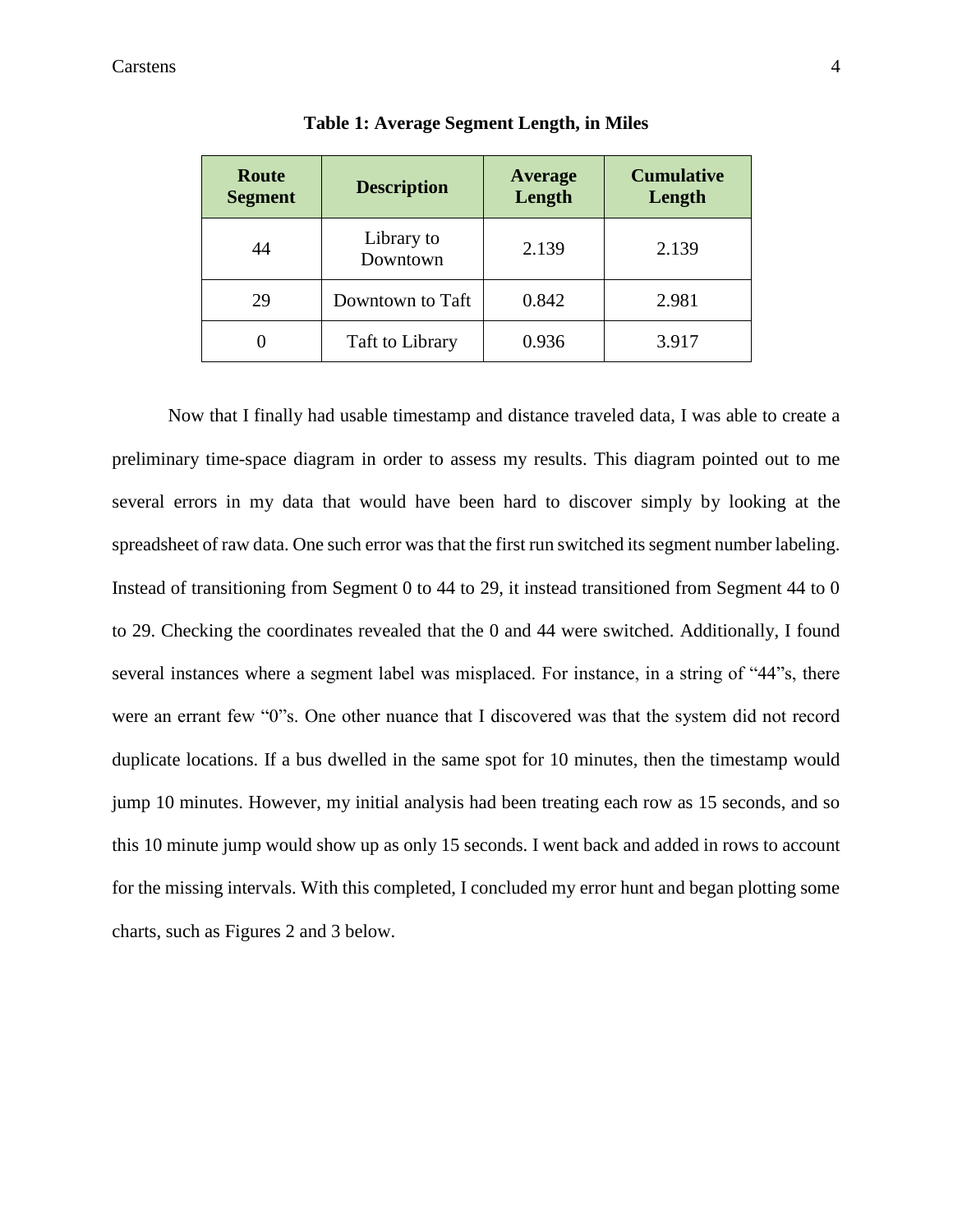**Table 1: Average Segment Length, in Miles**

| Route Segment | Description | Average Length | Cumulative Length |
|---|---|---|---|
| 44 | Library to Downtown | 2.139 | 2.139 |
| 29 | Downtown to Taft | 0.842 | 2.981 |
| 0 | Taft to Library | 0.936 | 3.917 |

Now that I finally had usable timestamp and distance traveled data, I was able to create a preliminary time-space diagram in order to assess my results. This diagram pointed out to me several errors in my data that would have been hard to discover simply by looking at the spreadsheet of raw data. One such error was that the first run switched its segment number labeling. Instead of transitioning from Segment 0 to 44 to 29, it instead transitioned from Segment 44 to 0 to 29. Checking the coordinates revealed that the 0 and 44 were switched. Additionally, I found several instances where a segment label was misplaced. For instance, in a string of "44"s, there were an errant few "0"s. One other nuance that I discovered was that the system did not record duplicate locations. If a bus dwelled in the same spot for 10 minutes, then the timestamp would jump 10 minutes. However, my initial analysis had been treating each row as 15 seconds, and so this 10 minute jump would show up as only 15 seconds. I went back and added in rows to account for the missing intervals. With this completed, I concluded my error hunt and began plotting some charts, such as Figures 2 and 3 below.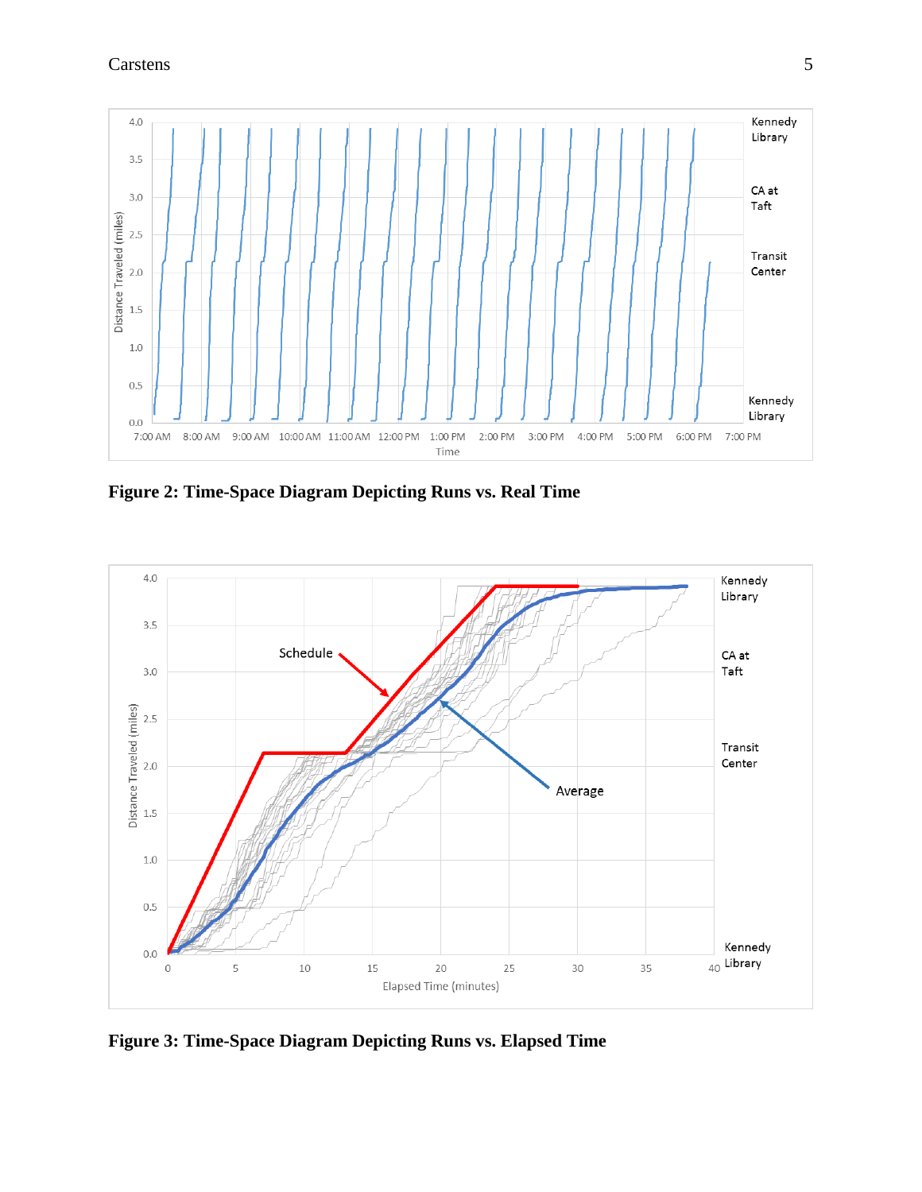**Figure 2: Time-Space Diagram Depicting Runs vs. Real Time**

**Figure 3: Time-Space Diagram Depicting Runs vs. Elapsed Time**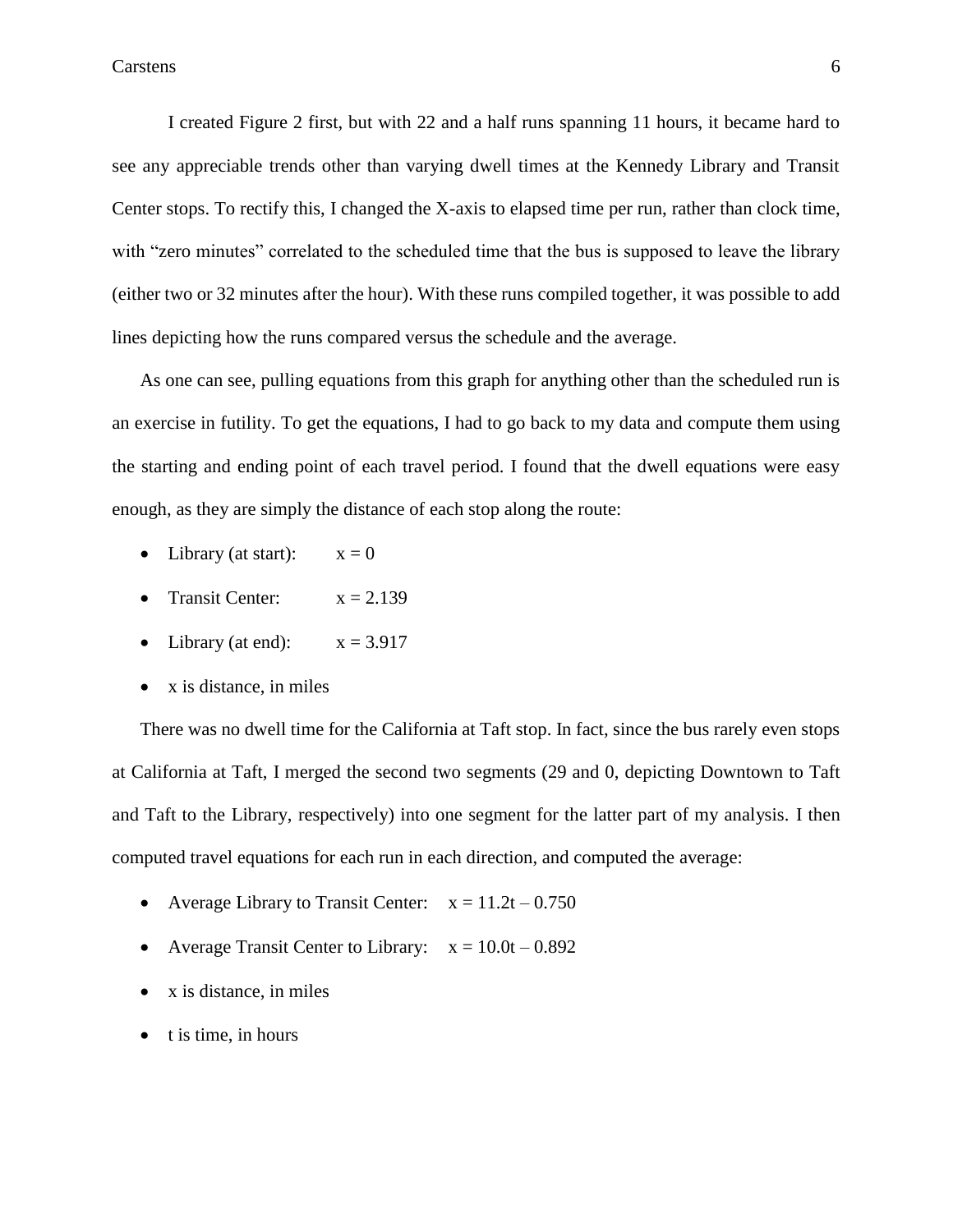I created Figure 2 first, but with 22 and a half runs spanning 11 hours, it became hard to see any appreciable trends other than varying dwell times at the Kennedy Library and Transit Center stops. To rectify this, I changed the X-axis to elapsed time per run, rather than clock time, with "zero minutes" correlated to the scheduled time that the bus is supposed to leave the library (either two or 32 minutes after the hour). With these runs compiled together, it was possible to add lines depicting how the runs compared versus the schedule and the average.

As one can see, pulling equations from this graph for anything other than the scheduled run is an exercise in futility. To get the equations, I had to go back to my data and compute them using the starting and ending point of each travel period. I found that the dwell equations were easy enough, as they are simply the distance of each stop along the route:

- Library (at start): $x = 0$
- Transit Center: $x = 2.139$
- Library (at end): $x = 3.917$
- $x$ is distance, in miles

There was no dwell time for the California at Taft stop. In fact, since the bus rarely even stops at California at Taft, I merged the second two segments (29 and 0, depicting Downtown to Taft and Taft to the Library, respectively) into one segment for the latter part of my analysis. I then computed travel equations for each run in each direction, and computed the average:

- Average Library to Transit Center: $x = 11.2t - 0.750$
- Average Transit Center to Library: $x = 10.0t - 0.892$
- $x$ is distance, in miles
- $t$ is time, in hours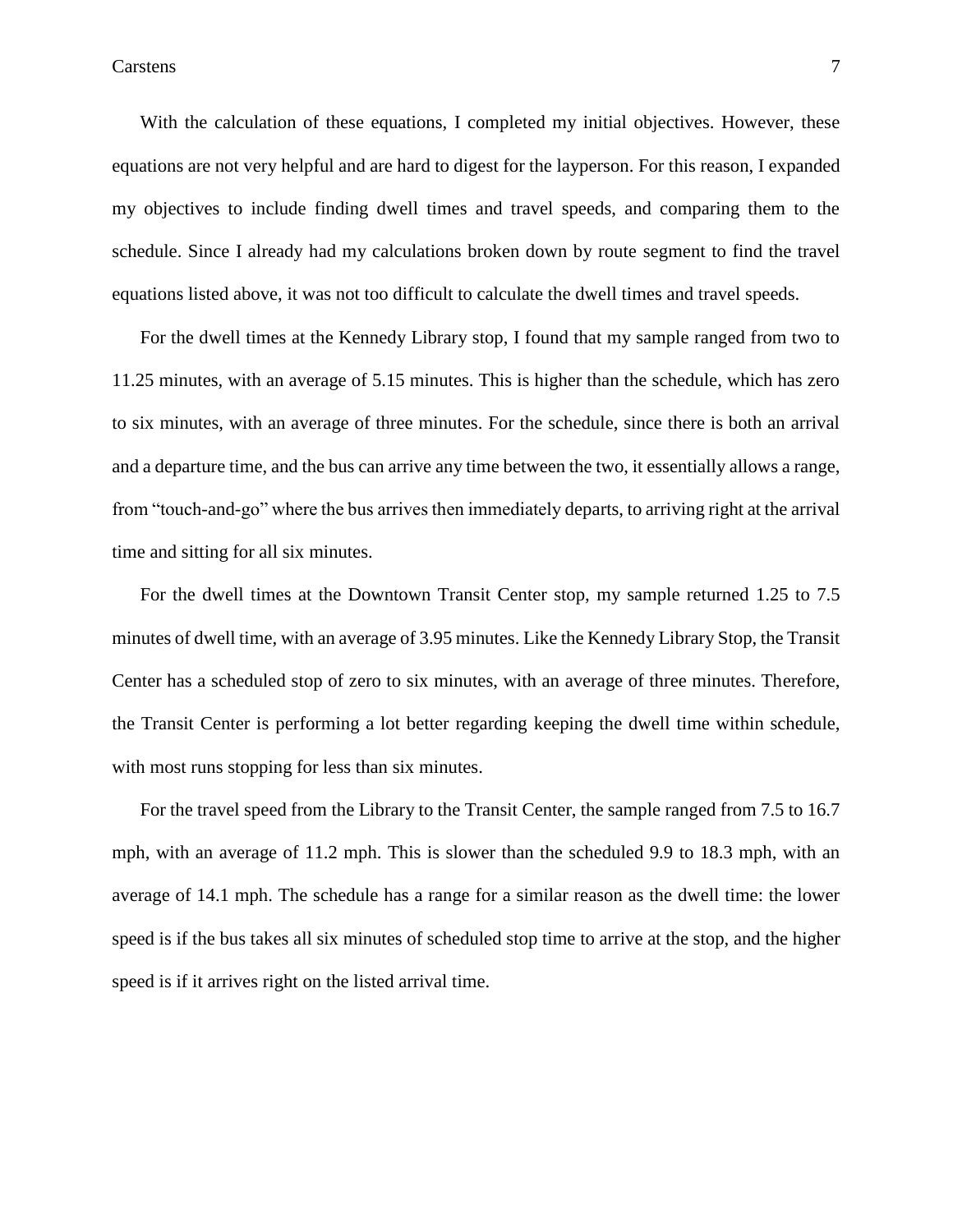With the calculation of these equations, I completed my initial objectives. However, these equations are not very helpful and are hard to digest for the layperson. For this reason, I expanded my objectives to include finding dwell times and travel speeds, and comparing them to the schedule. Since I already had my calculations broken down by route segment to find the travel equations listed above, it was not too difficult to calculate the dwell times and travel speeds.

For the dwell times at the Kennedy Library stop, I found that my sample ranged from two to 11.25 minutes, with an average of 5.15 minutes. This is higher than the schedule, which has zero to six minutes, with an average of three minutes. For the schedule, since there is both an arrival and a departure time, and the bus can arrive any time between the two, it essentially allows a range, from "touch-and-go" where the bus arrives then immediately departs, to arriving right at the arrival time and sitting for all six minutes.

For the dwell times at the Downtown Transit Center stop, my sample returned 1.25 to 7.5 minutes of dwell time, with an average of 3.95 minutes. Like the Kennedy Library Stop, the Transit Center has a scheduled stop of zero to six minutes, with an average of three minutes. Therefore, the Transit Center is performing a lot better regarding keeping the dwell time within schedule, with most runs stopping for less than six minutes.

For the travel speed from the Library to the Transit Center, the sample ranged from 7.5 to 16.7 mph, with an average of 11.2 mph. This is slower than the scheduled 9.9 to 18.3 mph, with an average of 14.1 mph. The schedule has a range for a similar reason as the dwell time: the lower speed is if the bus takes all six minutes of scheduled stop time to arrive at the stop, and the higher speed is if it arrives right on the listed arrival time.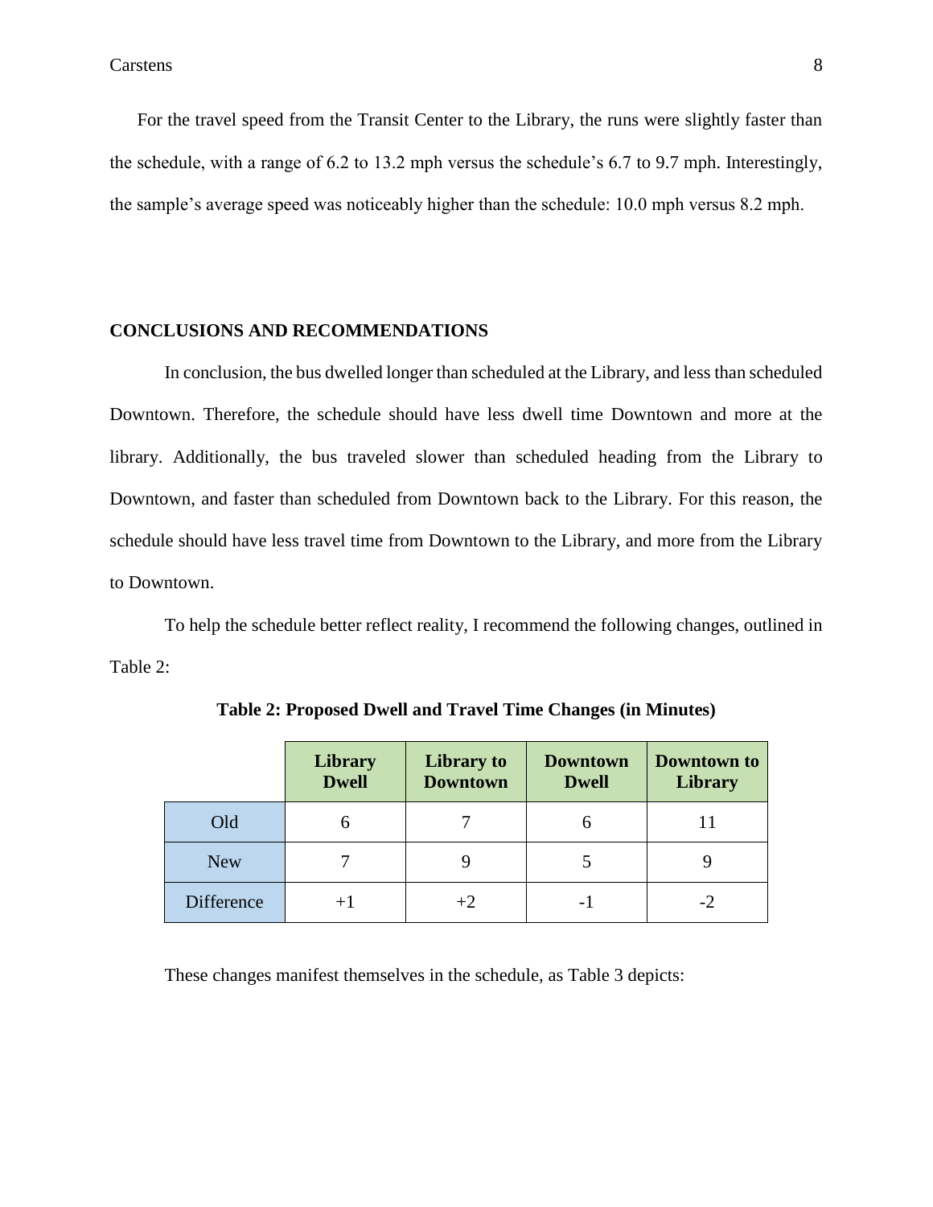For the travel speed from the Transit Center to the Library, the runs were slightly faster than the schedule, with a range of 6.2 to 13.2 mph versus the schedule's 6.7 to 9.7 mph. Interestingly, the sample's average speed was noticeably higher than the schedule: 10.0 mph versus 8.2 mph.

## CONCLUSIONS AND RECOMMENDATIONS

In conclusion, the bus dwelled longer than scheduled at the Library, and less than scheduled Downtown. Therefore, the schedule should have less dwell time Downtown and more at the library. Additionally, the bus traveled slower than scheduled heading from the Library to Downtown, and faster than scheduled from Downtown back to the Library. For this reason, the schedule should have less travel time from Downtown to the Library, and more from the Library to Downtown.

To help the schedule better reflect reality, I recommend the following changes, outlined in Table 2:

**Table 2: Proposed Dwell and Travel Time Changes (in Minutes)**

| | Library Dwell | Library to Downtown | Downtown Dwell | Downtown to Library |
|---|---|---|---|---|
| Old | 6 | 7 | 6 | 11 |
| New | 7 | 9 | 5 | 9 |
| Difference | +1 | +2 | -1 | -2 |

These changes manifest themselves in the schedule, as Table 3 depicts: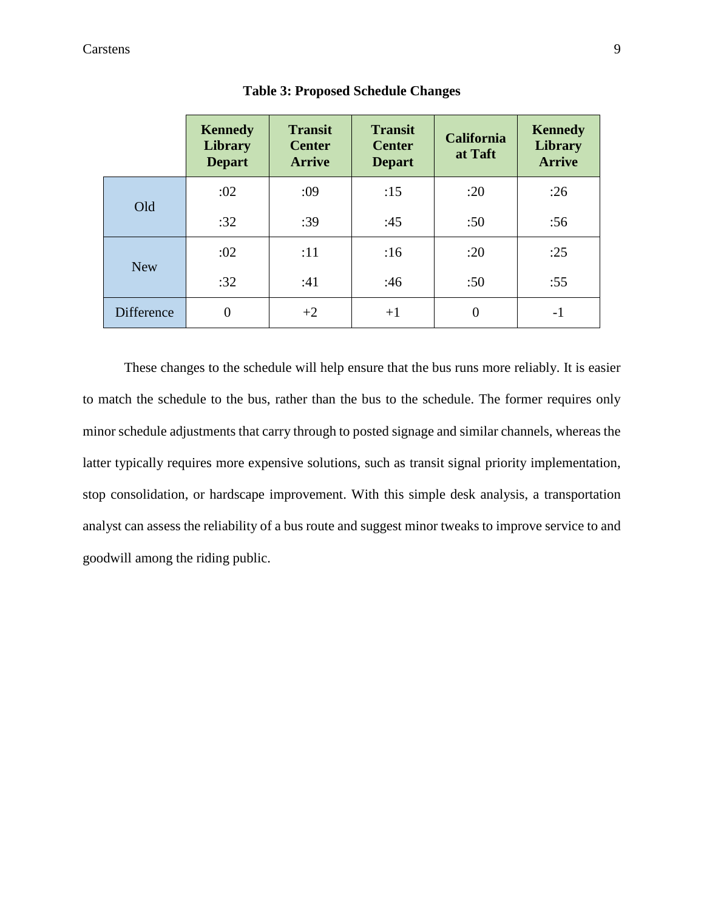**Table 3: Proposed Schedule Changes**

| | Kennedy Library Depart | Transit Center Arrive | Transit Center Depart | California at Taft | Kennedy Library Arrive |
|---|---|---|---|---|---|
| Old | :02 | :09 | :15 | :20 | :26 |
| | :32 | :39 | :45 | :50 | :56 |
| New | :02 | :11 | :16 | :20 | :25 |
| | :32 | :41 | :46 | :50 | :55 |
| Difference | 0 | +2 | +1 | 0 | -1 |

These changes to the schedule will help ensure that the bus runs more reliably. It is easier to match the schedule to the bus, rather than the bus to the schedule. The former requires only minor schedule adjustments that carry through to posted signage and similar channels, whereas the latter typically requires more expensive solutions, such as transit signal priority implementation, stop consolidation, or hardscape improvement. With this simple desk analysis, a transportation analyst can assess the reliability of a bus route and suggest minor tweaks to improve service to and goodwill among the riding public.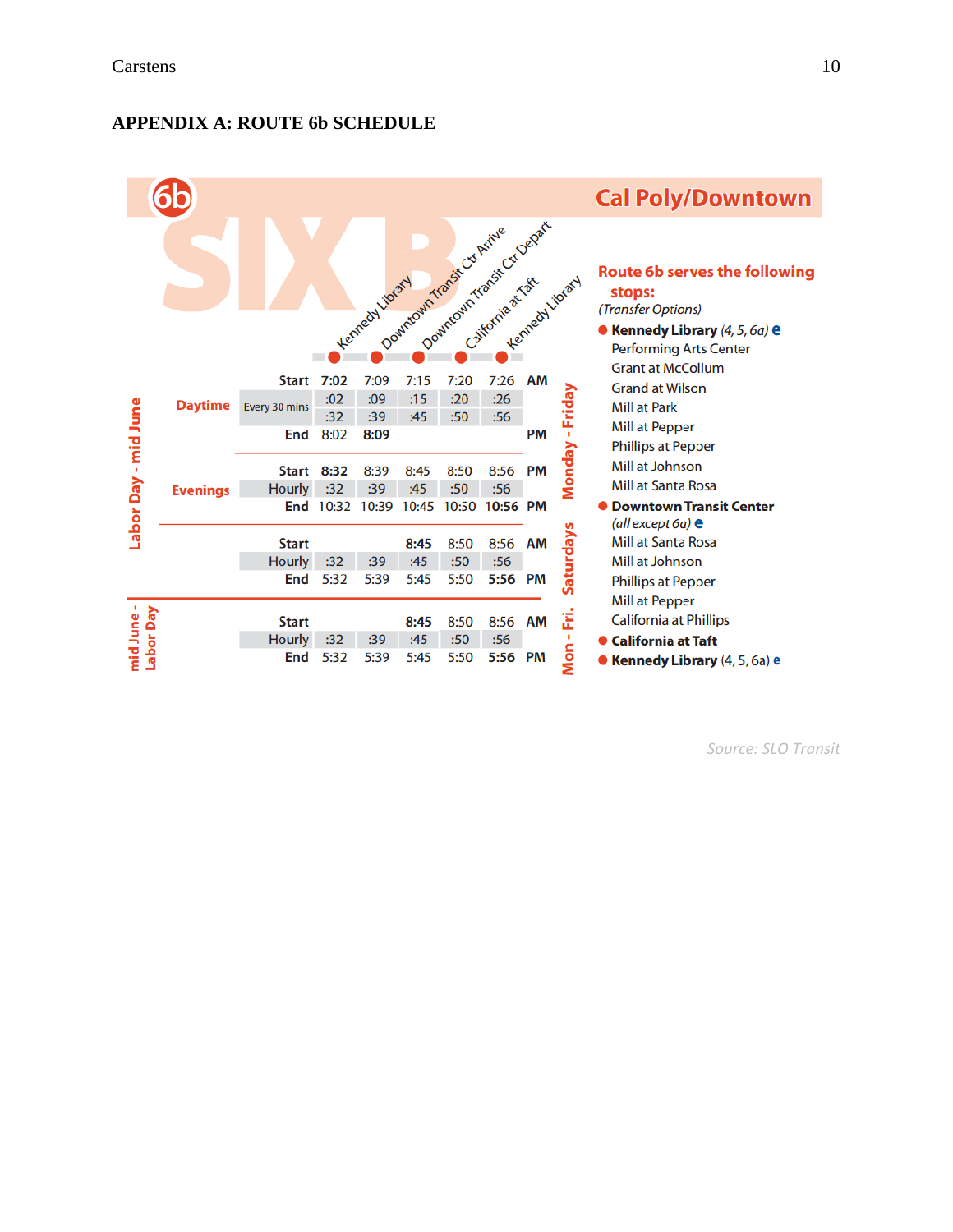## APPENDIX A: ROUTE 6b SCHEDULE

**6b** — **SIX B** — **Cal Poly/Downtown**

| Season | Days | Service | Row | Kennedy Library | Downtown Transit Ctr Arrive | Downtown Transit Ctr Depart | California at Taft | Kennedy Library | |
|---|---|---|---|---|---|---|---|---|---|
| Labor Day - mid June | Monday - Friday | Daytime | Start | 7:02 | 7:09 | 7:15 | 7:20 | 7:26 | AM |
| | | Every 30 mins | | :02 | :09 | :15 | :20 | :26 | |
| | | | | :32 | :39 | :45 | :50 | :56 | |
| | | | End | 8:02 | 8:09 | | | | PM |
| | | Evenings | Start | 8:32 | 8:39 | 8:45 | 8:50 | 8:56 | PM |
| | | | Hourly | :32 | :39 | :45 | :50 | :56 | |
| | | | End | 10:32 | 10:39 | 10:45 | 10:50 | 10:56 | PM |
| | Saturdays | | Start | | | 8:45 | 8:50 | 8:56 | AM |
| | | | Hourly | :32 | :39 | :45 | :50 | :56 | |
| | | | End | 5:32 | 5:39 | 5:45 | 5:50 | 5:56 | PM |
| mid June - Labor Day | Mon - Fri. | | Start | | | 8:45 | 8:50 | 8:56 | AM |
| | | | Hourly | :32 | :39 | :45 | :50 | :56 | |
| | | | End | 5:32 | 5:39 | 5:45 | 5:50 | 5:56 | PM |

**Route 6b serves the following stops:**
*(Transfer Options)*

- **Kennedy Library** *(4, 5, 6a)* e
- Performing Arts Center
- Grant at McCollum
- Grand at Wilson
- Mill at Park
- Mill at Pepper
- Phillips at Pepper
- Mill at Johnson
- Mill at Santa Rosa
- **Downtown Transit Center** *(all except 6a)* e
- Mill at Santa Rosa
- Mill at Johnson
- Phillips at Pepper
- Mill at Pepper
- California at Phillips
- **California at Taft**
- **Kennedy Library** (4, 5, 6a) e

*Source: SLO Transit*